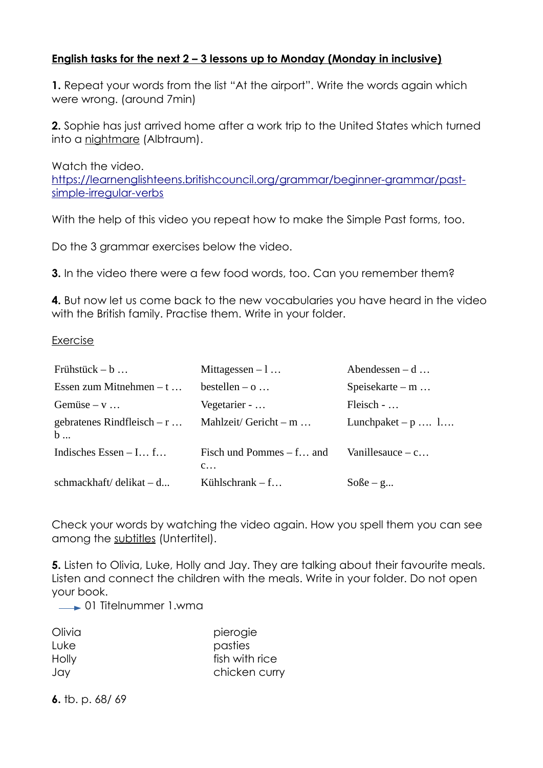**<u>English tasks for the next 2 – 3 lessons up to Monday (Monday in inclusive)</u>**

**1.** Repeat your words from the list "At the airport". Write the words again which were wrong. (around 7min)

**2.** Sophie has just arrived home after a work trip to the United States which turned into a <u>nightmare</u> (Albtraum).

Watch the video.
https://learnenglishteens.britishcouncil.org/grammar/beginner-grammar/past-simple-irregular-verbs

With the help of this video you repeat how to make the Simple Past forms, too.

Do the 3 grammar exercises below the video.

**3.** In the video there were a few food words, too. Can you remember them?

**4.** But now let us come back to the new vocabularies you have heard in the video with the British family. Practise them. Write in your folder.

<u>Exercise</u>

| | | |
|---|---|---|
| Frühstück – b … | Mittagessen – l … | Abendessen – d … |
| Essen zum Mitnehmen – t … | bestellen – o … | Speisekarte – m … |
| Gemüse – v … | Vegetarier - … | Fleisch - … |
| gebratenes Rindfleisch – r … b ... | Mahlzeit/ Gericht – m … | Lunchpaket – p …. l…. |
| Indisches Essen – I… f… | Fisch und Pommes – f… and c… | Vanillesauce – c… |
| schmackhaft/ delikat – d... | Kühlschrank – f… | Soße – g... |

Check your words by watching the video again. How you spell them you can see among the <u>subtitles</u> (Untertitel).

**5.** Listen to Olivia, Luke, Holly and Jay. They are talking about their favourite meals. Listen and connect the children with the meals. Write in your folder. Do not open your book.

→ 01 Titelnummer 1.wma

| | |
|---|---|
| Olivia | pierogie |
| Luke | pasties |
| Holly | fish with rice |
| Jay | chicken curry |

**6.** tb. p. 68/ 69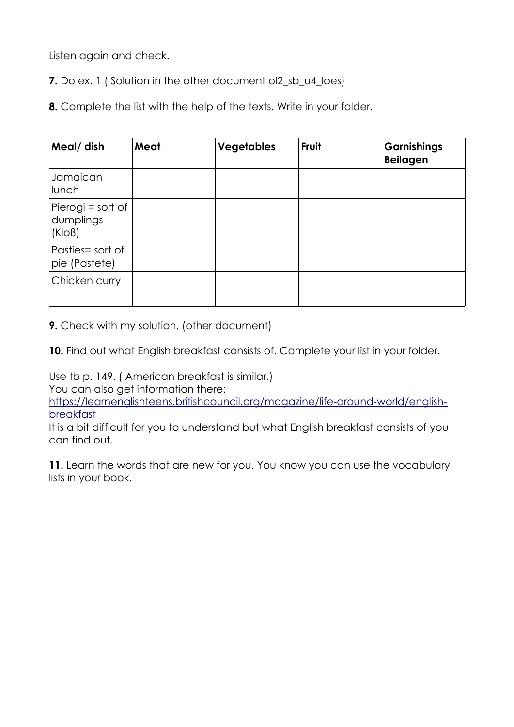Listen again and check.

**7.** Do ex. 1 ( Solution in the other document ol2_sb_u4_loes)

**8.** Complete the list with the help of the texts. Write in your folder.

| Meal/ dish | Meat | Vegetables | Fruit | Garnishings Beilagen |
|---|---|---|---|---|
| Jamaican lunch | | | | |
| Pierogi = sort of dumplings (Kloß) | | | | |
| Pasties= sort of pie (Pastete) | | | | |
| Chicken curry | | | | |
| | | | | |

**9.** Check with my solution. (other document)

**10.** Find out what English breakfast consists of. Complete your list in your folder.

Use tb p. 149. ( American breakfast is similar.)
You can also get information there:
[https://learnenglishteens.britishcouncil.org/magazine/life-around-world/english-breakfast](https://learnenglishteens.britishcouncil.org/magazine/life-around-world/english-breakfast)
It is a bit difficult for you to understand but what English breakfast consists of you can find out.

**11.** Learn the words that are new for you. You know you can use the vocabulary lists in your book.